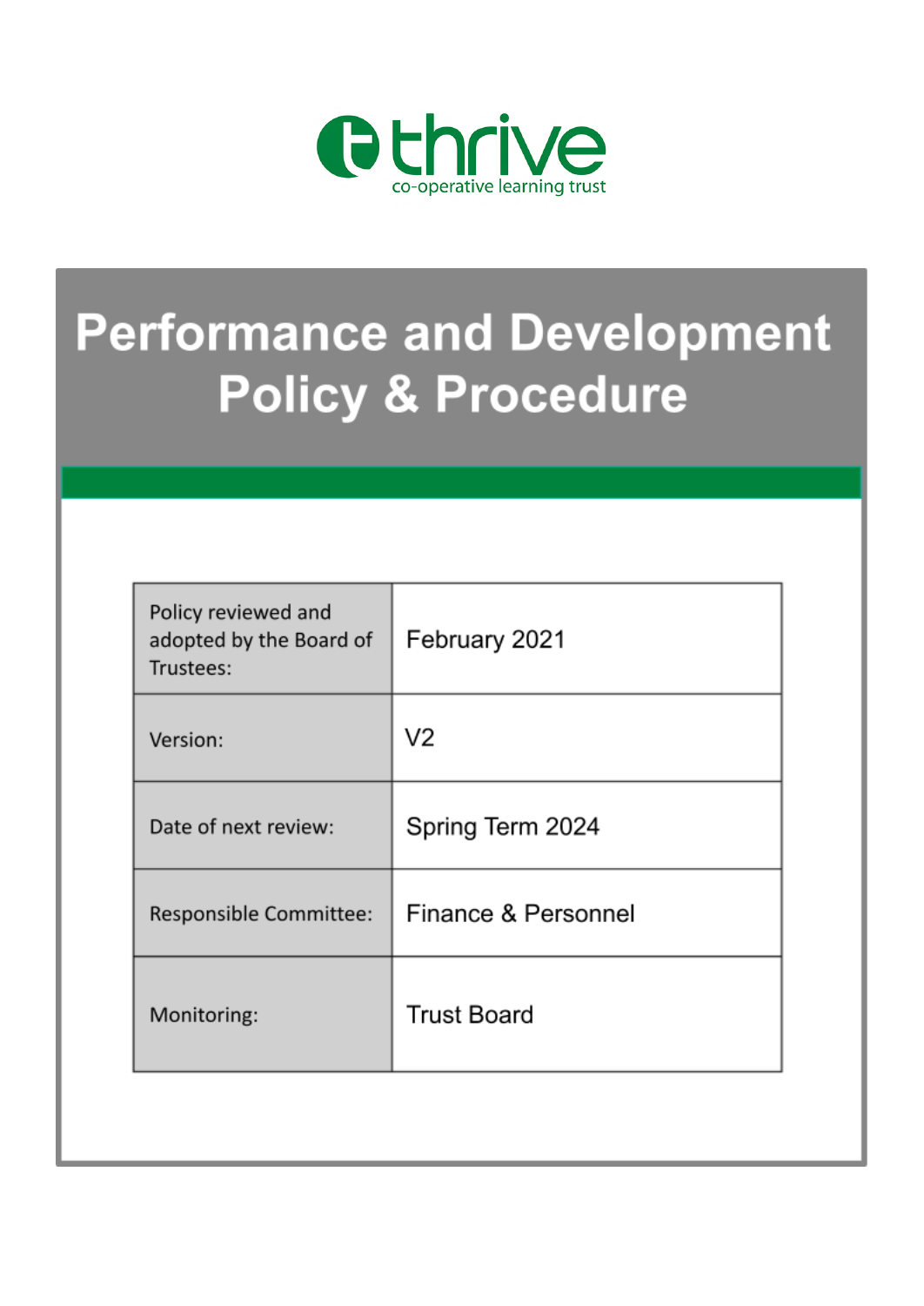thrive
co-operative learning trust

# Performance and Development Policy & Procedure

| Policy reviewed and adopted by the Board of Trustees: | February 2021 |
|---|---|
| Version: | V2 |
| Date of next review: | Spring Term 2024 |
| Responsible Committee: | Finance & Personnel |
| Monitoring: | Trust Board |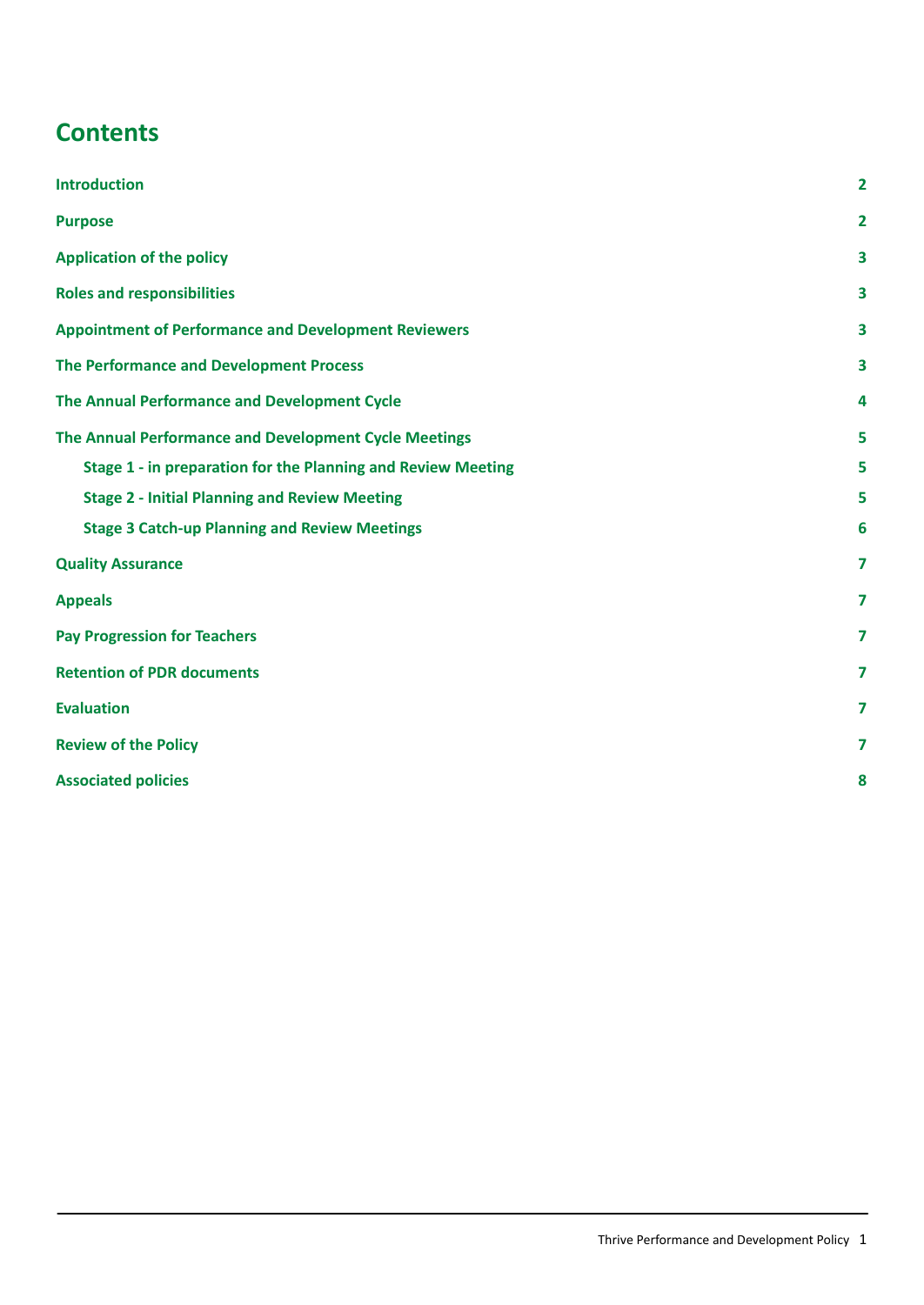## Contents

| | |
|---|---|
| **Introduction** | **2** |
| **Purpose** | **2** |
| **Application of the policy** | **3** |
| **Roles and responsibilities** | **3** |
| **Appointment of Performance and Development Reviewers** | **3** |
| **The Performance and Development Process** | **3** |
| **The Annual Performance and Development Cycle** | **4** |
| **The Annual Performance and Development Cycle Meetings** | **5** |
| **Stage 1 - in preparation for the Planning and Review Meeting** | **5** |
| **Stage 2 - Initial Planning and Review Meeting** | **5** |
| **Stage 3 Catch-up Planning and Review Meetings** | **6** |
| **Quality Assurance** | **7** |
| **Appeals** | **7** |
| **Pay Progression for Teachers** | **7** |
| **Retention of PDR documents** | **7** |
| **Evaluation** | **7** |
| **Review of the Policy** | **7** |
| **Associated policies** | **8** |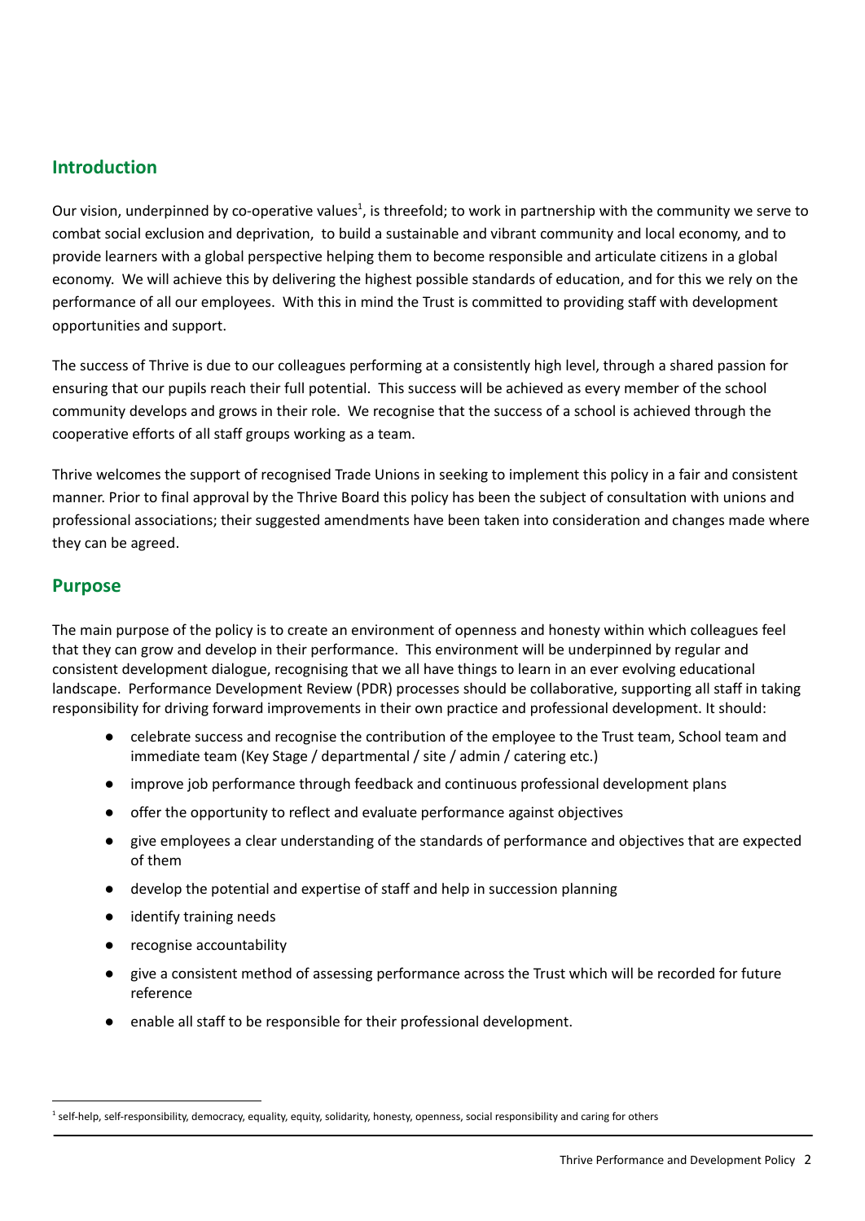## Introduction

Our vision, underpinned by co-operative values[1], is threefold; to work in partnership with the community we serve to combat social exclusion and deprivation, to build a sustainable and vibrant community and local economy, and to provide learners with a global perspective helping them to become responsible and articulate citizens in a global economy. We will achieve this by delivering the highest possible standards of education, and for this we rely on the performance of all our employees. With this in mind the Trust is committed to providing staff with development opportunities and support.

The success of Thrive is due to our colleagues performing at a consistently high level, through a shared passion for ensuring that our pupils reach their full potential. This success will be achieved as every member of the school community develops and grows in their role. We recognise that the success of a school is achieved through the cooperative efforts of all staff groups working as a team.

Thrive welcomes the support of recognised Trade Unions in seeking to implement this policy in a fair and consistent manner. Prior to final approval by the Thrive Board this policy has been the subject of consultation with unions and professional associations; their suggested amendments have been taken into consideration and changes made where they can be agreed.

## Purpose

The main purpose of the policy is to create an environment of openness and honesty within which colleagues feel that they can grow and develop in their performance. This environment will be underpinned by regular and consistent development dialogue, recognising that we all have things to learn in an ever evolving educational landscape. Performance Development Review (PDR) processes should be collaborative, supporting all staff in taking responsibility for driving forward improvements in their own practice and professional development. It should:

- celebrate success and recognise the contribution of the employee to the Trust team, School team and immediate team (Key Stage / departmental / site / admin / catering etc.)
- improve job performance through feedback and continuous professional development plans
- offer the opportunity to reflect and evaluate performance against objectives
- give employees a clear understanding of the standards of performance and objectives that are expected of them
- develop the potential and expertise of staff and help in succession planning
- identify training needs
- recognise accountability
- give a consistent method of assessing performance across the Trust which will be recorded for future reference
- enable all staff to be responsible for their professional development.

[1] self-help, self-responsibility, democracy, equality, equity, solidarity, honesty, openness, social responsibility and caring for others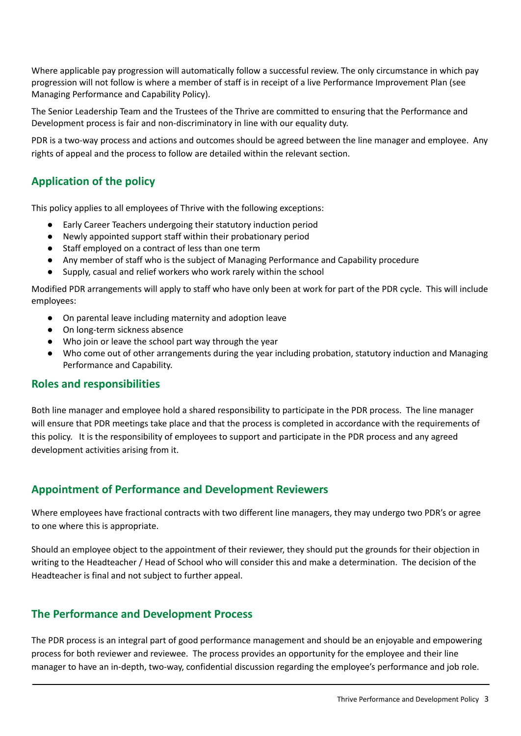Where applicable pay progression will automatically follow a successful review. The only circumstance in which pay progression will not follow is where a member of staff is in receipt of a live Performance Improvement Plan (see Managing Performance and Capability Policy).

The Senior Leadership Team and the Trustees of the Thrive are committed to ensuring that the Performance and Development process is fair and non-discriminatory in line with our equality duty.

PDR is a two-way process and actions and outcomes should be agreed between the line manager and employee. Any rights of appeal and the process to follow are detailed within the relevant section.

## Application of the policy

This policy applies to all employees of Thrive with the following exceptions:

- Early Career Teachers undergoing their statutory induction period
- Newly appointed support staff within their probationary period
- Staff employed on a contract of less than one term
- Any member of staff who is the subject of Managing Performance and Capability procedure
- Supply, casual and relief workers who work rarely within the school

Modified PDR arrangements will apply to staff who have only been at work for part of the PDR cycle. This will include employees:

- On parental leave including maternity and adoption leave
- On long-term sickness absence
- Who join or leave the school part way through the year
- Who come out of other arrangements during the year including probation, statutory induction and Managing Performance and Capability.

## Roles and responsibilities

Both line manager and employee hold a shared responsibility to participate in the PDR process. The line manager will ensure that PDR meetings take place and that the process is completed in accordance with the requirements of this policy. It is the responsibility of employees to support and participate in the PDR process and any agreed development activities arising from it.

## Appointment of Performance and Development Reviewers

Where employees have fractional contracts with two different line managers, they may undergo two PDR's or agree to one where this is appropriate.

Should an employee object to the appointment of their reviewer, they should put the grounds for their objection in writing to the Headteacher / Head of School who will consider this and make a determination. The decision of the Headteacher is final and not subject to further appeal.

## The Performance and Development Process

The PDR process is an integral part of good performance management and should be an enjoyable and empowering process for both reviewer and reviewee. The process provides an opportunity for the employee and their line manager to have an in-depth, two-way, confidential discussion regarding the employee's performance and job role.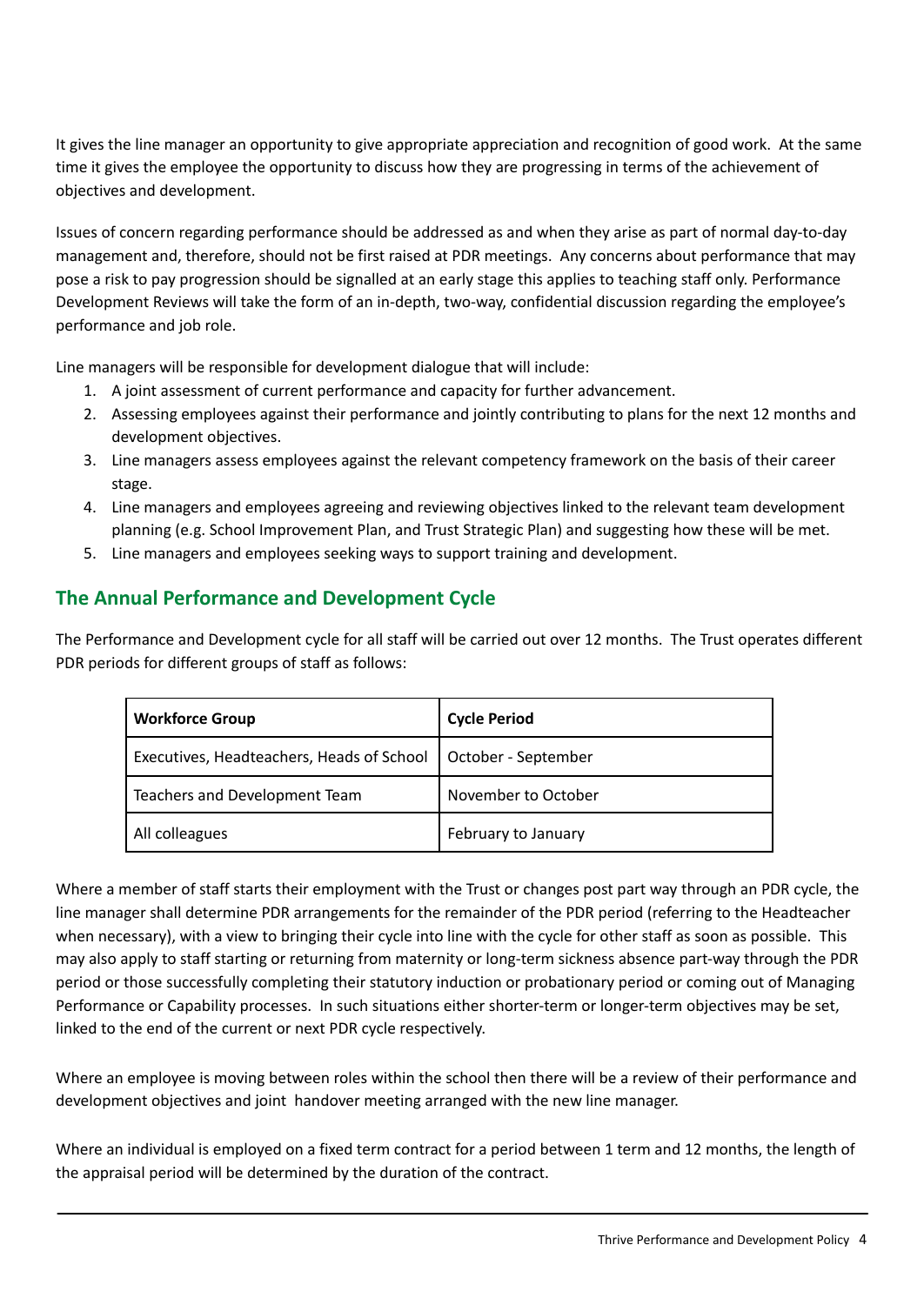It gives the line manager an opportunity to give appropriate appreciation and recognition of good work. At the same time it gives the employee the opportunity to discuss how they are progressing in terms of the achievement of objectives and development.

Issues of concern regarding performance should be addressed as and when they arise as part of normal day-to-day management and, therefore, should not be first raised at PDR meetings. Any concerns about performance that may pose a risk to pay progression should be signalled at an early stage this applies to teaching staff only. Performance Development Reviews will take the form of an in-depth, two-way, confidential discussion regarding the employee's performance and job role.

Line managers will be responsible for development dialogue that will include:

1. A joint assessment of current performance and capacity for further advancement.
2. Assessing employees against their performance and jointly contributing to plans for the next 12 months and development objectives.
3. Line managers assess employees against the relevant competency framework on the basis of their career stage.
4. Line managers and employees agreeing and reviewing objectives linked to the relevant team development planning (e.g. School Improvement Plan, and Trust Strategic Plan) and suggesting how these will be met.
5. Line managers and employees seeking ways to support training and development.

## The Annual Performance and Development Cycle

The Performance and Development cycle for all staff will be carried out over 12 months. The Trust operates different PDR periods for different groups of staff as follows:

| Workforce Group | Cycle Period |
|---|---|
| Executives, Headteachers, Heads of School | October - September |
| Teachers and Development Team | November to October |
| All colleagues | February to January |

Where a member of staff starts their employment with the Trust or changes post part way through an PDR cycle, the line manager shall determine PDR arrangements for the remainder of the PDR period (referring to the Headteacher when necessary), with a view to bringing their cycle into line with the cycle for other staff as soon as possible. This may also apply to staff starting or returning from maternity or long-term sickness absence part-way through the PDR period or those successfully completing their statutory induction or probationary period or coming out of Managing Performance or Capability processes. In such situations either shorter-term or longer-term objectives may be set, linked to the end of the current or next PDR cycle respectively.

Where an employee is moving between roles within the school then there will be a review of their performance and development objectives and joint handover meeting arranged with the new line manager.

Where an individual is employed on a fixed term contract for a period between 1 term and 12 months, the length of the appraisal period will be determined by the duration of the contract.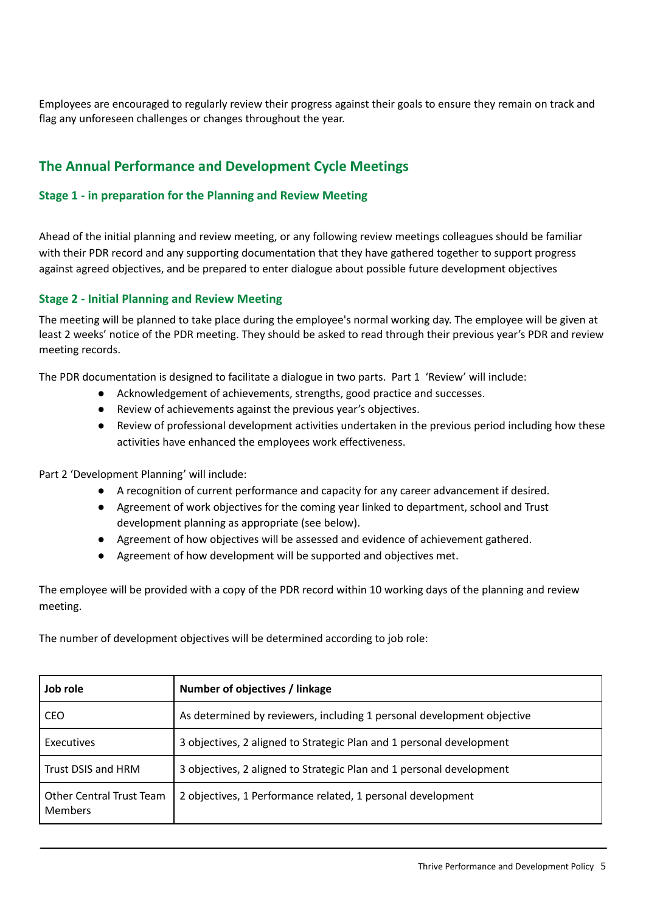Employees are encouraged to regularly review their progress against their goals to ensure they remain on track and flag any unforeseen challenges or changes throughout the year.

## The Annual Performance and Development Cycle Meetings

### Stage 1 - in preparation for the Planning and Review Meeting

Ahead of the initial planning and review meeting, or any following review meetings colleagues should be familiar with their PDR record and any supporting documentation that they have gathered together to support progress against agreed objectives, and be prepared to enter dialogue about possible future development objectives

### Stage 2 - Initial Planning and Review Meeting

The meeting will be planned to take place during the employee's normal working day. The employee will be given at least 2 weeks' notice of the PDR meeting. They should be asked to read through their previous year's PDR and review meeting records.

The PDR documentation is designed to facilitate a dialogue in two parts. Part 1 'Review' will include:

- Acknowledgement of achievements, strengths, good practice and successes.
- Review of achievements against the previous year's objectives.
- Review of professional development activities undertaken in the previous period including how these activities have enhanced the employees work effectiveness.

Part 2 'Development Planning' will include:

- A recognition of current performance and capacity for any career advancement if desired.
- Agreement of work objectives for the coming year linked to department, school and Trust development planning as appropriate (see below).
- Agreement of how objectives will be assessed and evidence of achievement gathered.
- Agreement of how development will be supported and objectives met.

The employee will be provided with a copy of the PDR record within 10 working days of the planning and review meeting.

The number of development objectives will be determined according to job role:

| Job role | Number of objectives / linkage |
|---|---|
| CEO | As determined by reviewers, including 1 personal development objective |
| Executives | 3 objectives, 2 aligned to Strategic Plan and 1 personal development |
| Trust DSIS and HRM | 3 objectives, 2 aligned to Strategic Plan and 1 personal development |
| Other Central Trust Team Members | 2 objectives, 1 Performance related, 1 personal development |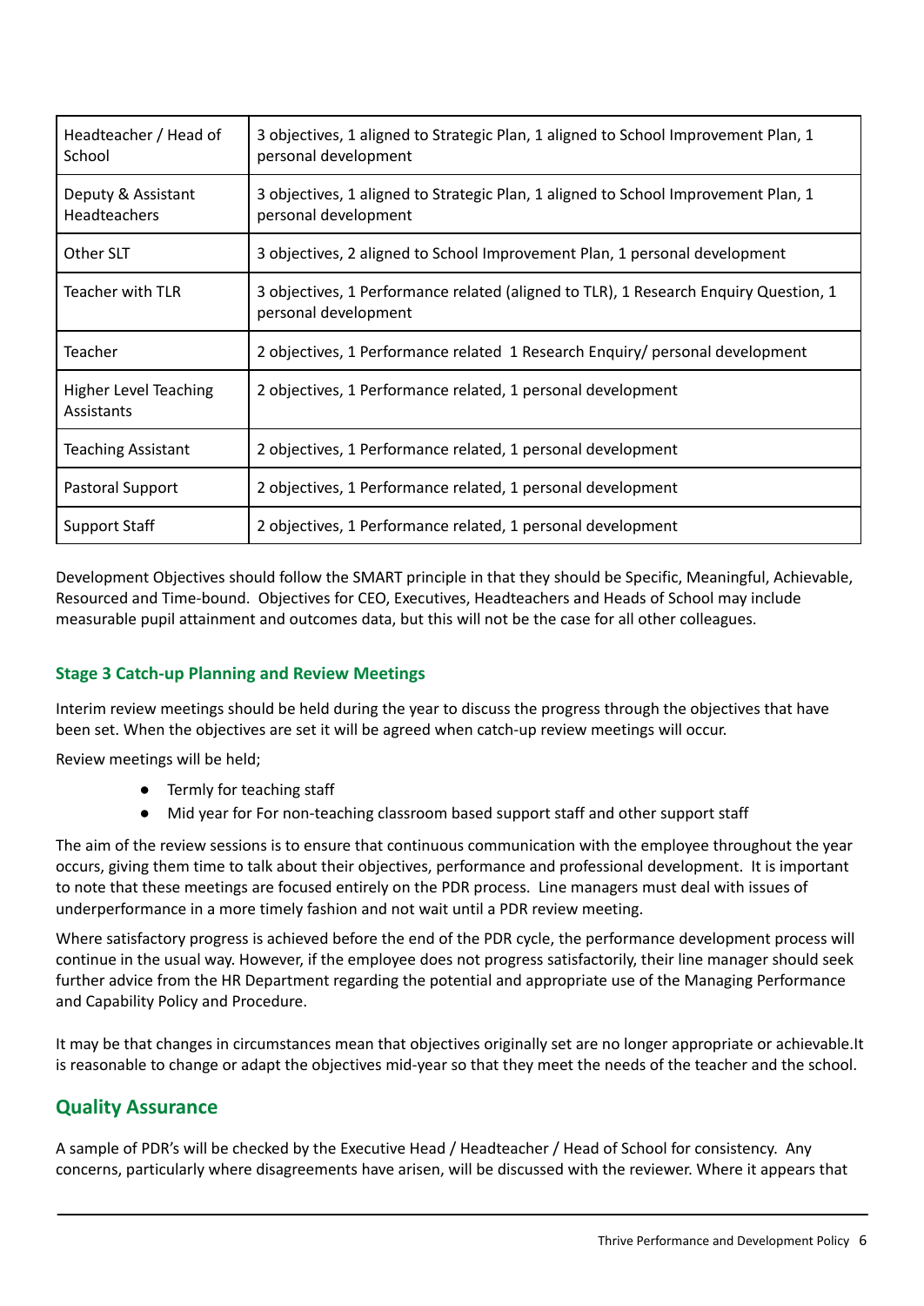| Headteacher / Head of School | 3 objectives, 1 aligned to Strategic Plan, 1 aligned to School Improvement Plan, 1 personal development |
|---|---|
| Deputy & Assistant Headteachers | 3 objectives, 1 aligned to Strategic Plan, 1 aligned to School Improvement Plan, 1 personal development |
| Other SLT | 3 objectives, 2 aligned to School Improvement Plan, 1 personal development |
| Teacher with TLR | 3 objectives, 1 Performance related (aligned to TLR), 1 Research Enquiry Question, 1 personal development |
| Teacher | 2 objectives, 1 Performance related 1 Research Enquiry/ personal development |
| Higher Level Teaching Assistants | 2 objectives, 1 Performance related, 1 personal development |
| Teaching Assistant | 2 objectives, 1 Performance related, 1 personal development |
| Pastoral Support | 2 objectives, 1 Performance related, 1 personal development |
| Support Staff | 2 objectives, 1 Performance related, 1 personal development |

Development Objectives should follow the SMART principle in that they should be Specific, Meaningful, Achievable, Resourced and Time-bound. Objectives for CEO, Executives, Headteachers and Heads of School may include measurable pupil attainment and outcomes data, but this will not be the case for all other colleagues.

### Stage 3 Catch-up Planning and Review Meetings

Interim review meetings should be held during the year to discuss the progress through the objectives that have been set. When the objectives are set it will be agreed when catch-up review meetings will occur.

Review meetings will be held;

- Termly for teaching staff
- Mid year for For non-teaching classroom based support staff and other support staff

The aim of the review sessions is to ensure that continuous communication with the employee throughout the year occurs, giving them time to talk about their objectives, performance and professional development. It is important to note that these meetings are focused entirely on the PDR process. Line managers must deal with issues of underperformance in a more timely fashion and not wait until a PDR review meeting.

Where satisfactory progress is achieved before the end of the PDR cycle, the performance development process will continue in the usual way. However, if the employee does not progress satisfactorily, their line manager should seek further advice from the HR Department regarding the potential and appropriate use of the Managing Performance and Capability Policy and Procedure.

It may be that changes in circumstances mean that objectives originally set are no longer appropriate or achievable.It is reasonable to change or adapt the objectives mid-year so that they meet the needs of the teacher and the school.

## Quality Assurance

A sample of PDR's will be checked by the Executive Head / Headteacher / Head of School for consistency. Any concerns, particularly where disagreements have arisen, will be discussed with the reviewer. Where it appears that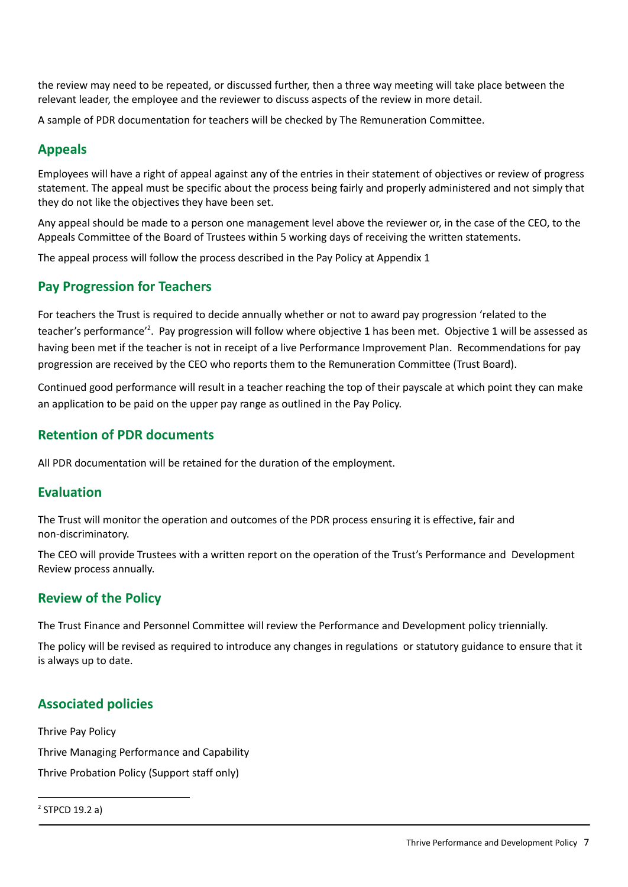the review may need to be repeated, or discussed further, then a three way meeting will take place between the relevant leader, the employee and the reviewer to discuss aspects of the review in more detail.

A sample of PDR documentation for teachers will be checked by The Remuneration Committee.

## Appeals

Employees will have a right of appeal against any of the entries in their statement of objectives or review of progress statement. The appeal must be specific about the process being fairly and properly administered and not simply that they do not like the objectives they have been set.

Any appeal should be made to a person one management level above the reviewer or, in the case of the CEO, to the Appeals Committee of the Board of Trustees within 5 working days of receiving the written statements.

The appeal process will follow the process described in the Pay Policy at Appendix 1

## Pay Progression for Teachers

For teachers the Trust is required to decide annually whether or not to award pay progression 'related to the teacher's performance'[2]. Pay progression will follow where objective 1 has been met. Objective 1 will be assessed as having been met if the teacher is not in receipt of a live Performance Improvement Plan. Recommendations for pay progression are received by the CEO who reports them to the Remuneration Committee (Trust Board).

Continued good performance will result in a teacher reaching the top of their payscale at which point they can make an application to be paid on the upper pay range as outlined in the Pay Policy.

## Retention of PDR documents

All PDR documentation will be retained for the duration of the employment.

## Evaluation

The Trust will monitor the operation and outcomes of the PDR process ensuring it is effective, fair and non-discriminatory.

The CEO will provide Trustees with a written report on the operation of the Trust's Performance and Development Review process annually.

## Review of the Policy

The Trust Finance and Personnel Committee will review the Performance and Development policy triennially.

The policy will be revised as required to introduce any changes in regulations or statutory guidance to ensure that it is always up to date.

## Associated policies

Thrive Pay Policy

Thrive Managing Performance and Capability

Thrive Probation Policy (Support staff only)

---

[2] STPCD 19.2 a)